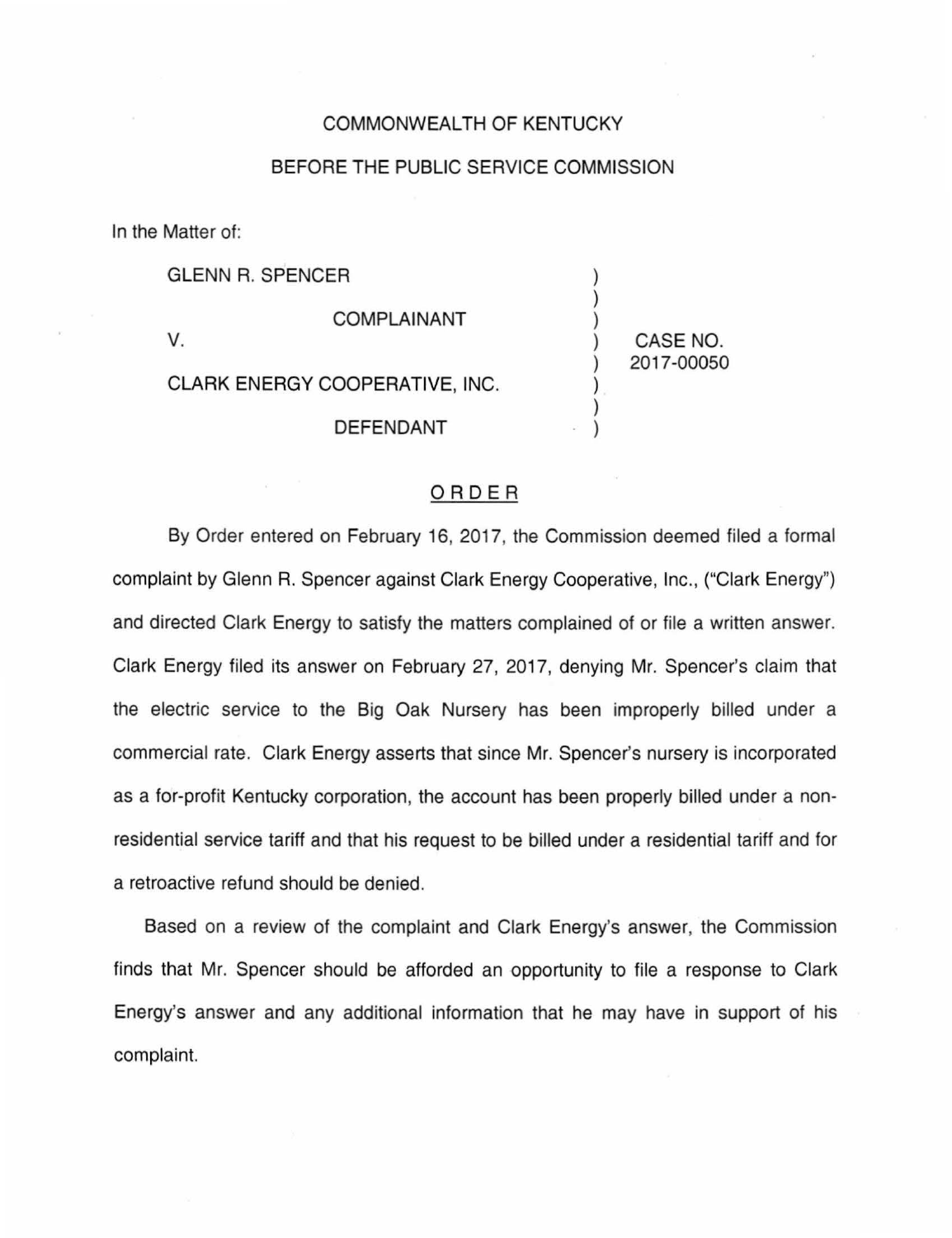COMMONWEALTH OF KENTUCKY

BEFORE THE PUBLIC SERVICE COMMISSION

In the Matter of:

| | | |
|---|---|---|
| GLENN R. SPENCER | ) | |
| COMPLAINANT | ) | |
| V. | ) | CASE NO. 2017-00050 |
| CLARK ENERGY COOPERATIVE, INC. | ) | |
| DEFENDANT | ) | |

## ORDER

By Order entered on February 16, 2017, the Commission deemed filed a formal complaint by Glenn R. Spencer against Clark Energy Cooperative, Inc., ("Clark Energy") and directed Clark Energy to satisfy the matters complained of or file a written answer. Clark Energy filed its answer on February 27, 2017, denying Mr. Spencer's claim that the electric service to the Big Oak Nursery has been improperly billed under a commercial rate. Clark Energy asserts that since Mr. Spencer's nursery is incorporated as a for-profit Kentucky corporation, the account has been properly billed under a non-residential service tariff and that his request to be billed under a residential tariff and for a retroactive refund should be denied.

Based on a review of the complaint and Clark Energy's answer, the Commission finds that Mr. Spencer should be afforded an opportunity to file a response to Clark Energy's answer and any additional information that he may have in support of his complaint.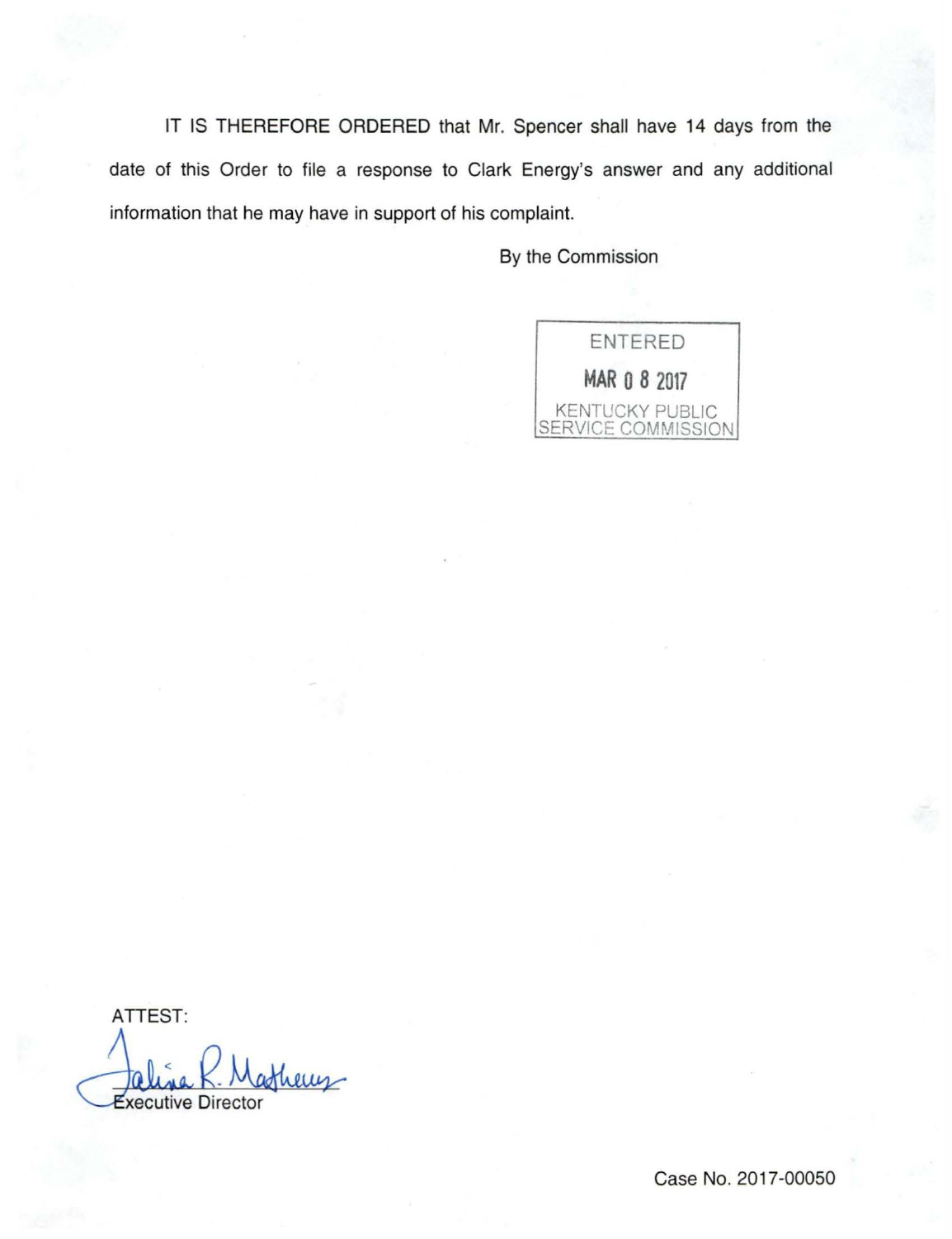IT IS THEREFORE ORDERED that Mr. Spencer shall have 14 days from the date of this Order to file a response to Clark Energy's answer and any additional information that he may have in support of his complaint.

By the Commission

ENTERED
MAR 08 2017
KENTUCKY PUBLIC SERVICE COMMISSION

ATTEST:

Executive Director

Case No. 2017-00050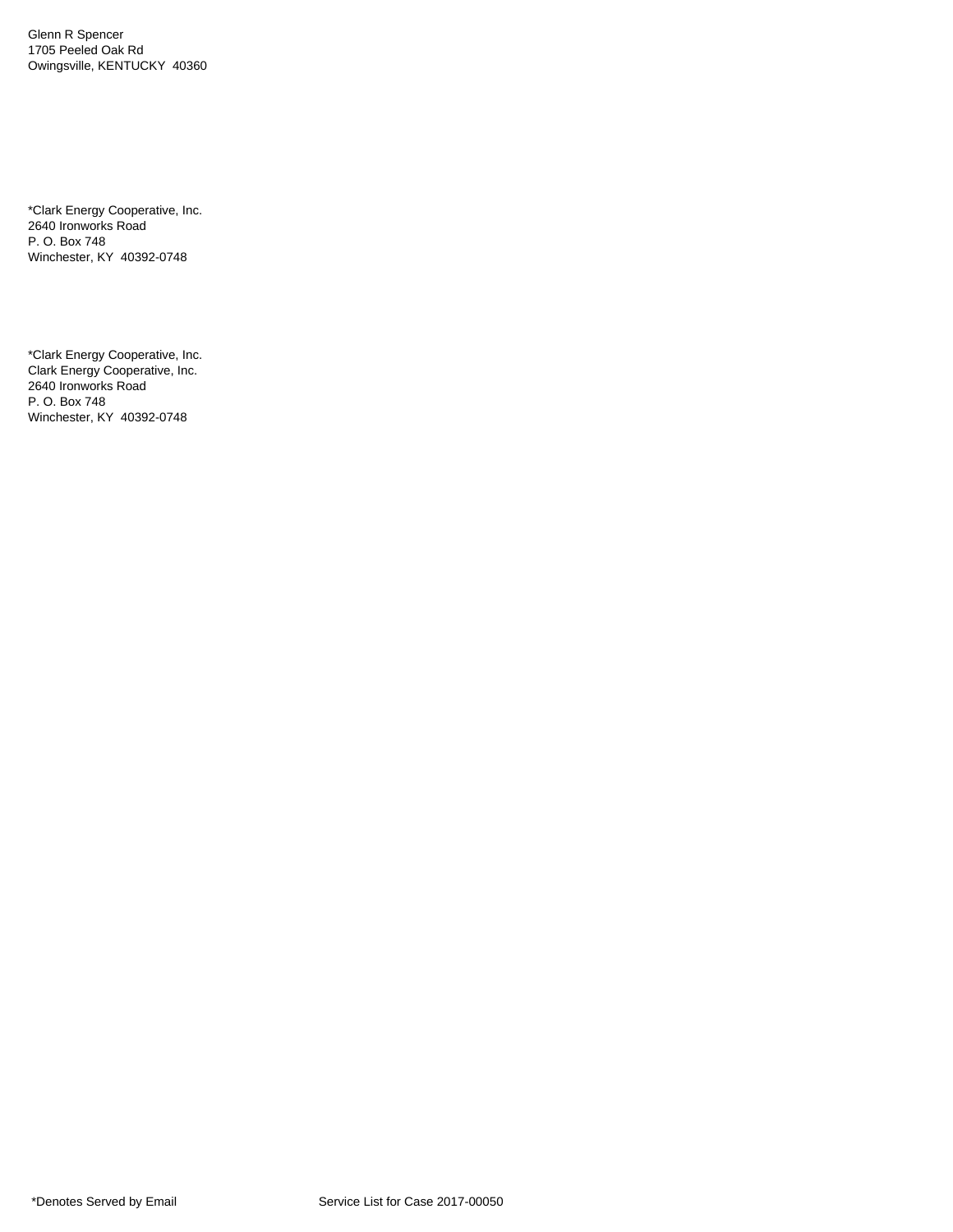Glenn R Spencer
1705 Peeled Oak Rd
Owingsville, KENTUCKY  40360

*Clark Energy Cooperative, Inc.
2640 Ironworks Road
P. O. Box 748
Winchester, KY  40392-0748

*Clark Energy Cooperative, Inc.
Clark Energy Cooperative, Inc.
2640 Ironworks Road
P. O. Box 748
Winchester, KY  40392-0748

*Denotes Served by Email

Service List for Case 2017-00050